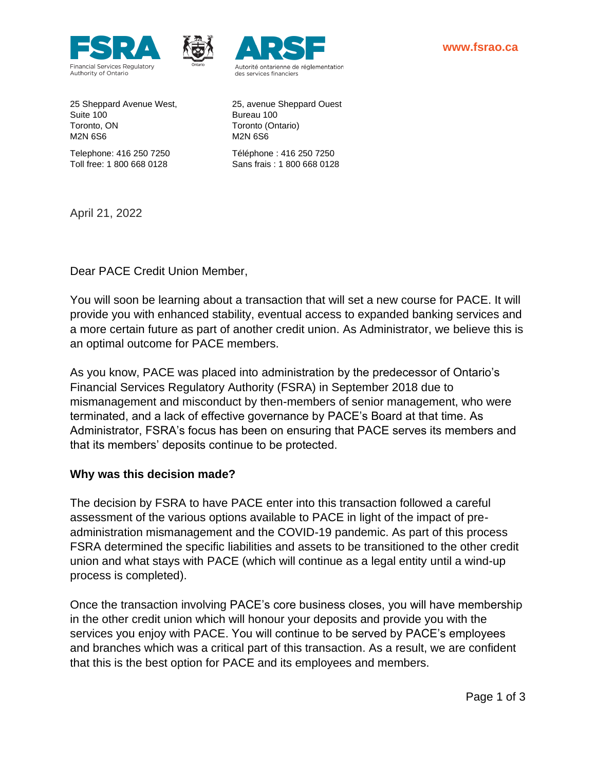FSRA

Financial Services Regulatory Authority of Ontario

ARSF

Autorité ontarienne de réglementation des services financiers

www.fsrao.ca

25 Sheppard Avenue West,
Suite 100
Toronto, ON
M2N 6S6

Telephone: 416 250 7250
Toll free: 1 800 668 0128

25, avenue Sheppard Ouest
Bureau 100
Toronto (Ontario)
M2N 6S6

Téléphone : 416 250 7250
Sans frais : 1 800 668 0128

April 21, 2022

Dear PACE Credit Union Member,

You will soon be learning about a transaction that will set a new course for PACE. It will provide you with enhanced stability, eventual access to expanded banking services and a more certain future as part of another credit union. As Administrator, we believe this is an optimal outcome for PACE members.

As you know, PACE was placed into administration by the predecessor of Ontario's Financial Services Regulatory Authority (FSRA) in September 2018 due to mismanagement and misconduct by then-members of senior management, who were terminated, and a lack of effective governance by PACE's Board at that time. As Administrator, FSRA's focus has been on ensuring that PACE serves its members and that its members' deposits continue to be protected.

**Why was this decision made?**

The decision by FSRA to have PACE enter into this transaction followed a careful assessment of the various options available to PACE in light of the impact of pre-administration mismanagement and the COVID-19 pandemic. As part of this process FSRA determined the specific liabilities and assets to be transitioned to the other credit union and what stays with PACE (which will continue as a legal entity until a wind-up process is completed).

Once the transaction involving PACE's core business closes, you will have membership in the other credit union which will honour your deposits and provide you with the services you enjoy with PACE. You will continue to be served by PACE's employees and branches which was a critical part of this transaction. As a result, we are confident that this is the best option for PACE and its employees and members.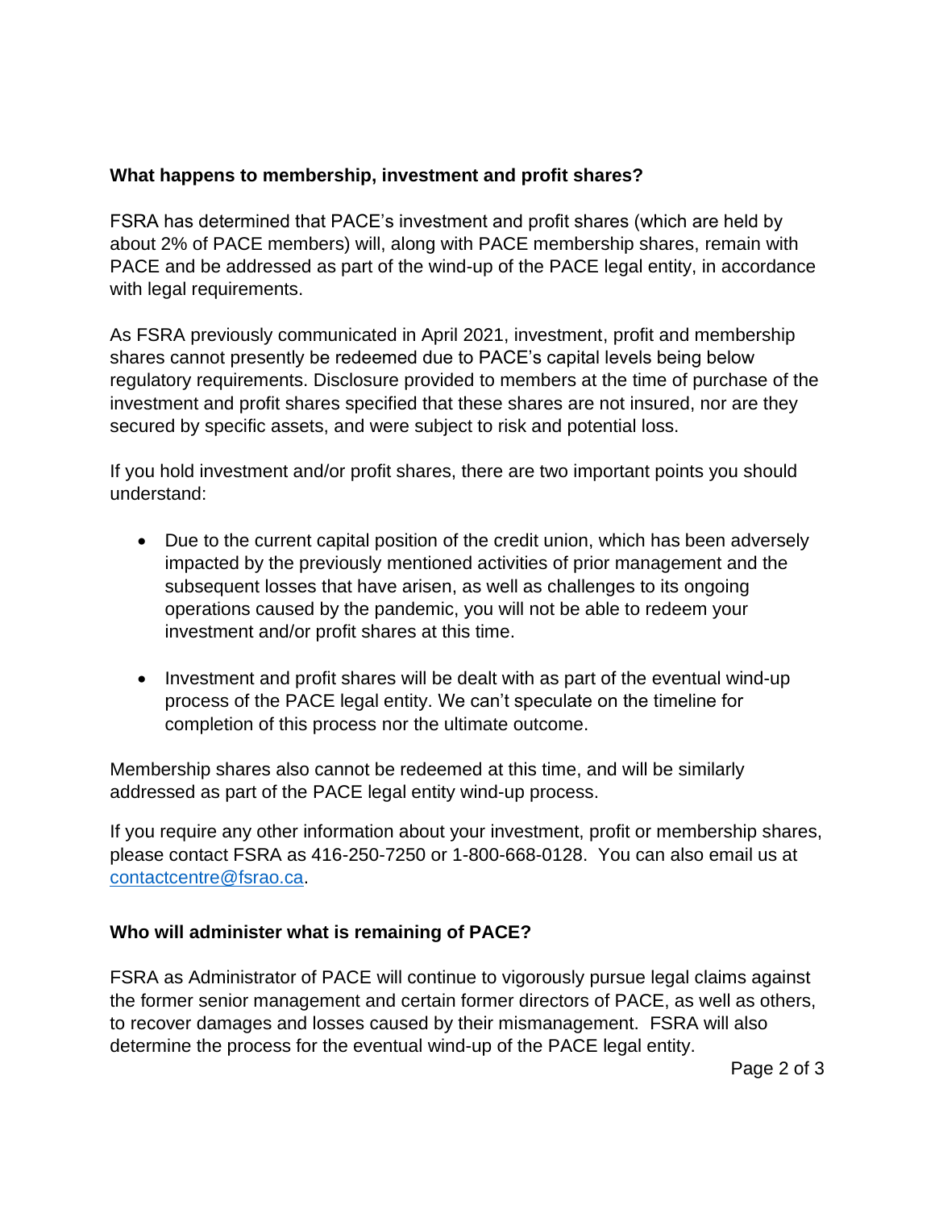### What happens to membership, investment and profit shares?

FSRA has determined that PACE's investment and profit shares (which are held by about 2% of PACE members) will, along with PACE membership shares, remain with PACE and be addressed as part of the wind-up of the PACE legal entity, in accordance with legal requirements.

As FSRA previously communicated in April 2021, investment, profit and membership shares cannot presently be redeemed due to PACE's capital levels being below regulatory requirements. Disclosure provided to members at the time of purchase of the investment and profit shares specified that these shares are not insured, nor are they secured by specific assets, and were subject to risk and potential loss.

If you hold investment and/or profit shares, there are two important points you should understand:

- Due to the current capital position of the credit union, which has been adversely impacted by the previously mentioned activities of prior management and the subsequent losses that have arisen, as well as challenges to its ongoing operations caused by the pandemic, you will not be able to redeem your investment and/or profit shares at this time.

- Investment and profit shares will be dealt with as part of the eventual wind-up process of the PACE legal entity. We can't speculate on the timeline for completion of this process nor the ultimate outcome.

Membership shares also cannot be redeemed at this time, and will be similarly addressed as part of the PACE legal entity wind-up process.

If you require any other information about your investment, profit or membership shares, please contact FSRA as 416-250-7250 or 1-800-668-0128. You can also email us at [contactcentre@fsrao.ca](mailto:contactcentre@fsrao.ca).

### Who will administer what is remaining of PACE?

FSRA as Administrator of PACE will continue to vigorously pursue legal claims against the former senior management and certain former directors of PACE, as well as others, to recover damages and losses caused by their mismanagement. FSRA will also determine the process for the eventual wind-up of the PACE legal entity.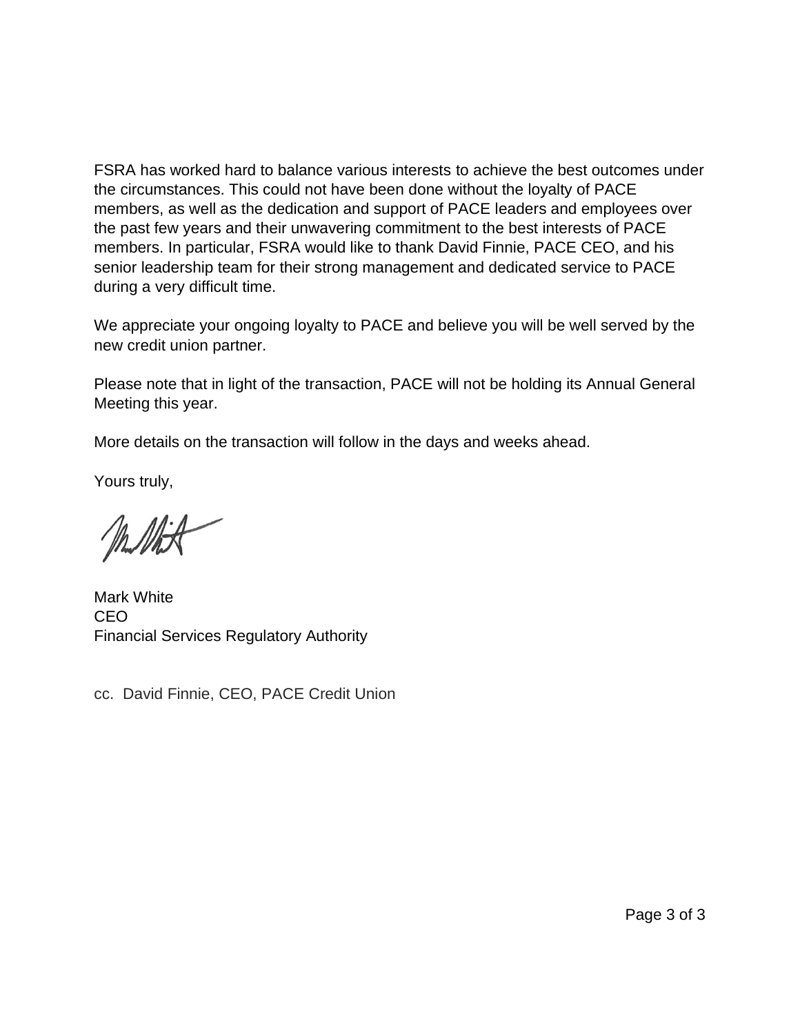FSRA has worked hard to balance various interests to achieve the best outcomes under the circumstances. This could not have been done without the loyalty of PACE members, as well as the dedication and support of PACE leaders and employees over the past few years and their unwavering commitment to the best interests of PACE members. In particular, FSRA would like to thank David Finnie, PACE CEO, and his senior leadership team for their strong management and dedicated service to PACE during a very difficult time.

We appreciate your ongoing loyalty to PACE and believe you will be well served by the new credit union partner.

Please note that in light of the transaction, PACE will not be holding its Annual General Meeting this year.

More details on the transaction will follow in the days and weeks ahead.

Yours truly,

Mark White
CEO
Financial Services Regulatory Authority

cc. David Finnie, CEO, PACE Credit Union